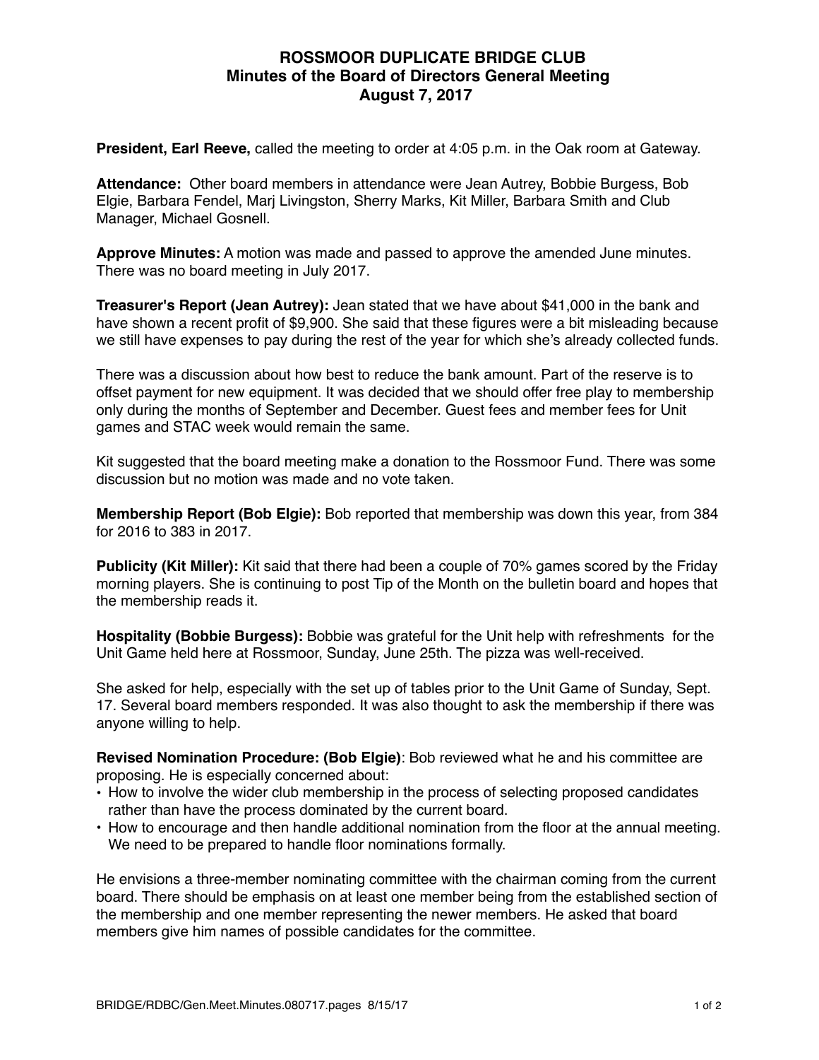# ROSSMOOR DUPLICATE BRIDGE CLUB
## Minutes of the Board of Directors General Meeting
## August 7, 2017

**President, Earl Reeve,** called the meeting to order at 4:05 p.m. in the Oak room at Gateway.

**Attendance:** Other board members in attendance were Jean Autrey, Bobbie Burgess, Bob Elgie, Barbara Fendel, Marj Livingston, Sherry Marks, Kit Miller, Barbara Smith and Club Manager, Michael Gosnell.

**Approve Minutes:** A motion was made and passed to approve the amended June minutes. There was no board meeting in July 2017.

**Treasurer's Report (Jean Autrey):** Jean stated that we have about $41,000 in the bank and have shown a recent profit of $9,900. She said that these figures were a bit misleading because we still have expenses to pay during the rest of the year for which she's already collected funds.

There was a discussion about how best to reduce the bank amount. Part of the reserve is to offset payment for new equipment. It was decided that we should offer free play to membership only during the months of September and December. Guest fees and member fees for Unit games and STAC week would remain the same.

Kit suggested that the board meeting make a donation to the Rossmoor Fund. There was some discussion but no motion was made and no vote taken.

**Membership Report (Bob Elgie):** Bob reported that membership was down this year, from 384 for 2016 to 383 in 2017.

**Publicity (Kit Miller):** Kit said that there had been a couple of 70% games scored by the Friday morning players. She is continuing to post Tip of the Month on the bulletin board and hopes that the membership reads it.

**Hospitality (Bobbie Burgess):** Bobbie was grateful for the Unit help with refreshments for the Unit Game held here at Rossmoor, Sunday, June 25th. The pizza was well-received.

She asked for help, especially with the set up of tables prior to the Unit Game of Sunday, Sept. 17. Several board members responded. It was also thought to ask the membership if there was anyone willing to help.

**Revised Nomination Procedure: (Bob Elgie)**: Bob reviewed what he and his committee are proposing. He is especially concerned about:

- How to involve the wider club membership in the process of selecting proposed candidates rather than have the process dominated by the current board.
- How to encourage and then handle additional nomination from the floor at the annual meeting. We need to be prepared to handle floor nominations formally.

He envisions a three-member nominating committee with the chairman coming from the current board. There should be emphasis on at least one member being from the established section of the membership and one member representing the newer members. He asked that board members give him names of possible candidates for the committee.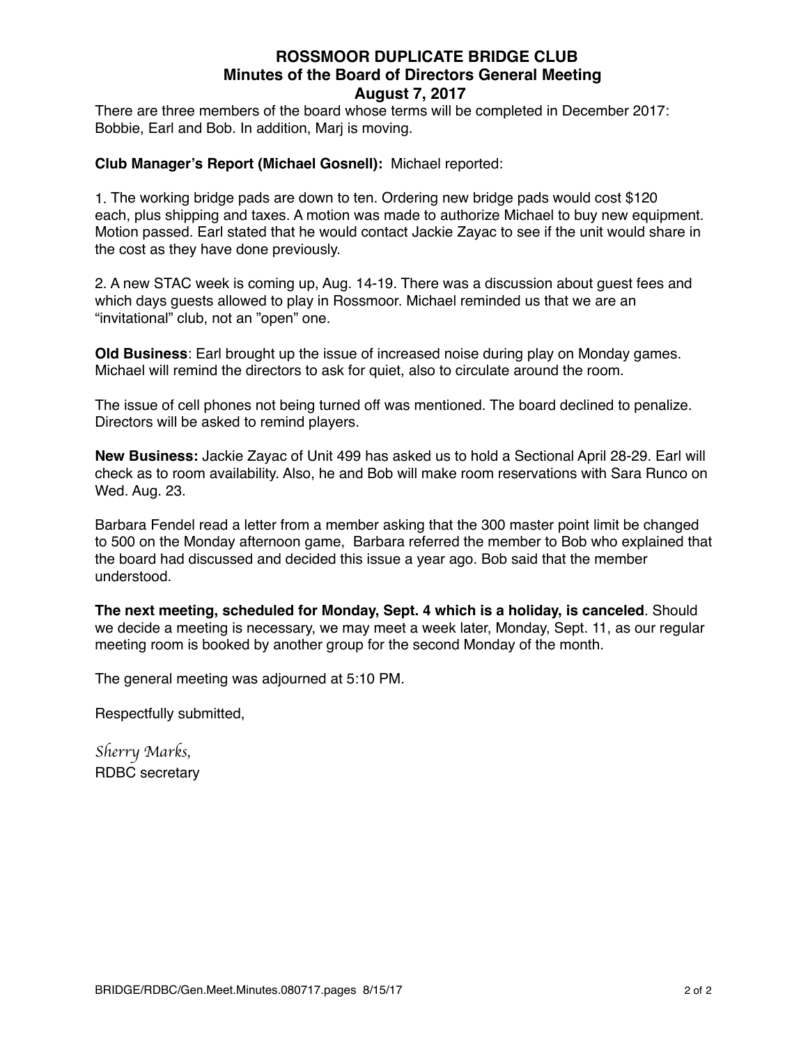# ROSSMOOR DUPLICATE BRIDGE CLUB
## Minutes of the Board of Directors General Meeting
## August 7, 2017

There are three members of the board whose terms will be completed in December 2017: Bobbie, Earl and Bob. In addition, Marj is moving.

**Club Manager's Report (Michael Gosnell):** Michael reported:

1. The working bridge pads are down to ten. Ordering new bridge pads would cost $120 each, plus shipping and taxes. A motion was made to authorize Michael to buy new equipment. Motion passed. Earl stated that he would contact Jackie Zayac to see if the unit would share in the cost as they have done previously.

2. A new STAC week is coming up, Aug. 14-19. There was a discussion about guest fees and which days guests allowed to play in Rossmoor. Michael reminded us that we are an "invitational" club, not an "open" one.

**Old Business**: Earl brought up the issue of increased noise during play on Monday games. Michael will remind the directors to ask for quiet, also to circulate around the room.

The issue of cell phones not being turned off was mentioned. The board declined to penalize. Directors will be asked to remind players.

**New Business:** Jackie Zayac of Unit 499 has asked us to hold a Sectional April 28-29. Earl will check as to room availability. Also, he and Bob will make room reservations with Sara Runco on Wed. Aug. 23.

Barbara Fendel read a letter from a member asking that the 300 master point limit be changed to 500 on the Monday afternoon game, Barbara referred the member to Bob who explained that the board had discussed and decided this issue a year ago. Bob said that the member understood.

**The next meeting, scheduled for Monday, Sept. 4 which is a holiday, is canceled**. Should we decide a meeting is necessary, we may meet a week later, Monday, Sept. 11, as our regular meeting room is booked by another group for the second Monday of the month.

The general meeting was adjourned at 5:10 PM.

Respectfully submitted,

*Sherry Marks,*
RDBC secretary

BRIDGE/RDBC/Gen.Meet.Minutes.080717.pages 8/15/17